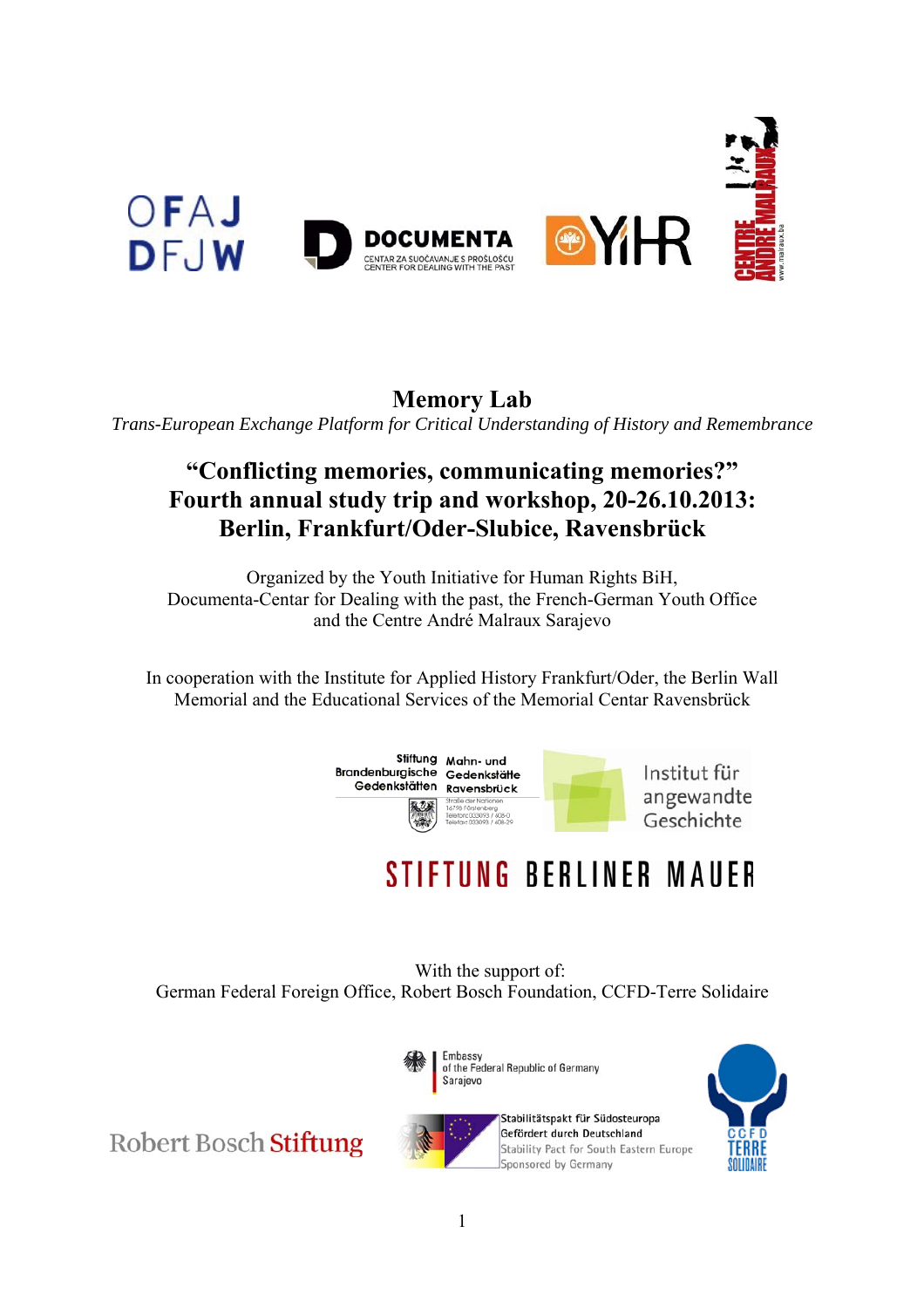OFAJ
DFJW

DOCUMENTA
CENTAR ZA SUOČAVANJE S PROŠLOŠĆU
CENTER FOR DEALING WITH THE PAST

YIHR

CENTRE ANDRÉ MALRAUX
www.malraux.ba

# Memory Lab

*Trans-European Exchange Platform for Critical Understanding of History and Remembrance*

## "Conflicting memories, communicating memories?" Fourth annual study trip and workshop, 20-26.10.2013: Berlin, Frankfurt/Oder-Slubice, Ravensbrück

Organized by the Youth Initiative for Human Rights BiH, Documenta-Centar for Dealing with the past, the French-German Youth Office and the Centre André Malraux Sarajevo

In cooperation with the Institute for Applied History Frankfurt/Oder, the Berlin Wall Memorial and the Educational Services of the Memorial Centar Ravensbrück

Stiftung Brandenburgische Gedenkstätten
Mahn- und Gedenkstätte Ravensbrück
Straße der Nationen
16798 Fürstenberg
Telefon 033093 / 608-0
Telefax 033093 / 608-29

Institut für angewandte Geschichte

STIFTUNG BERLINER MAUER

With the support of:
German Federal Foreign Office, Robert Bosch Foundation, CCFD-Terre Solidaire

Embassy of the Federal Republic of Germany Sarajevo

Robert Bosch Stiftung

Stabilitätspakt für Südosteuropa
Gefördert durch Deutschland
Stability Pact for South Eastern Europe
Sponsored by Germany

CCFD TERRE SOLIDAIRE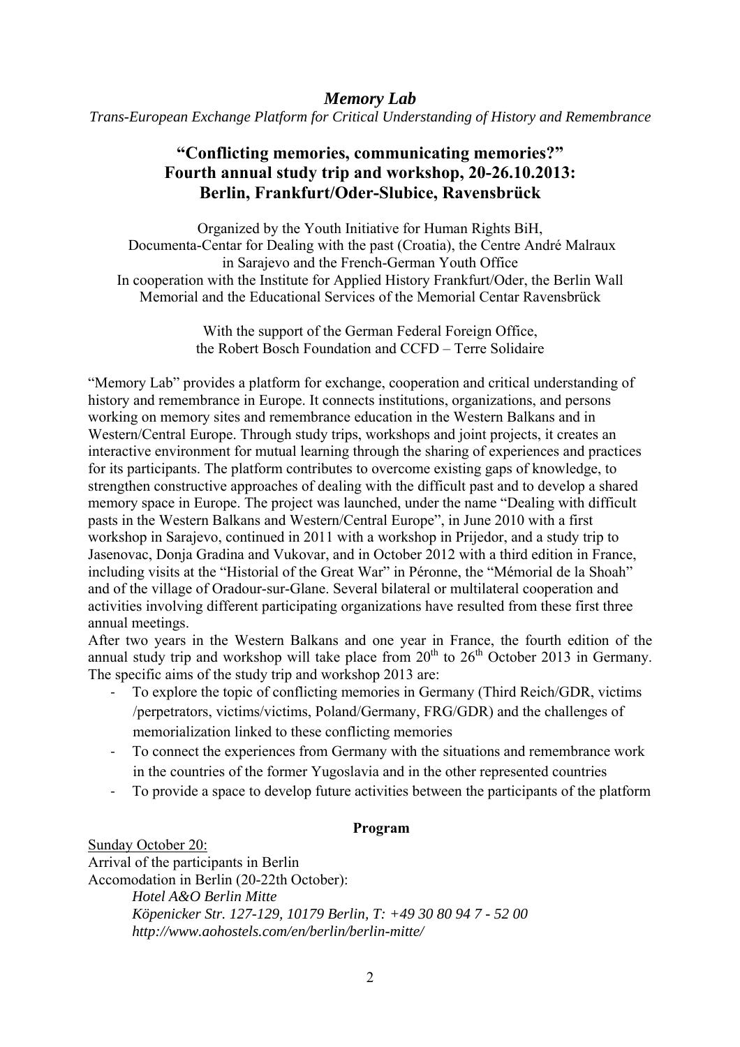# *Memory Lab*

*Trans-European Exchange Platform for Critical Understanding of History and Remembrance*

## "Conflicting memories, communicating memories?" Fourth annual study trip and workshop, 20-26.10.2013: Berlin, Frankfurt/Oder-Slubice, Ravensbrück

Organized by the Youth Initiative for Human Rights BiH, Documenta-Centar for Dealing with the past (Croatia), the Centre André Malraux in Sarajevo and the French-German Youth Office
In cooperation with the Institute for Applied History Frankfurt/Oder, the Berlin Wall Memorial and the Educational Services of the Memorial Centar Ravensbrück

With the support of the German Federal Foreign Office, the Robert Bosch Foundation and CCFD – Terre Solidaire

"Memory Lab" provides a platform for exchange, cooperation and critical understanding of history and remembrance in Europe. It connects institutions, organizations, and persons working on memory sites and remembrance education in the Western Balkans and in Western/Central Europe. Through study trips, workshops and joint projects, it creates an interactive environment for mutual learning through the sharing of experiences and practices for its participants. The platform contributes to overcome existing gaps of knowledge, to strengthen constructive approaches of dealing with the difficult past and to develop a shared memory space in Europe. The project was launched, under the name "Dealing with difficult pasts in the Western Balkans and Western/Central Europe", in June 2010 with a first workshop in Sarajevo, continued in 2011 with a workshop in Prijedor, and a study trip to Jasenovac, Donja Gradina and Vukovar, and in October 2012 with a third edition in France, including visits at the "Historial of the Great War" in Péronne, the "Mémorial de la Shoah" and of the village of Oradour-sur-Glane. Several bilateral or multilateral cooperation and activities involving different participating organizations have resulted from these first three annual meetings.

After two years in the Western Balkans and one year in France, the fourth edition of the annual study trip and workshop will take place from 20th to 26th October 2013 in Germany. The specific aims of the study trip and workshop 2013 are:

- To explore the topic of conflicting memories in Germany (Third Reich/GDR, victims /perpetrators, victims/victims, Poland/Germany, FRG/GDR) and the challenges of memorialization linked to these conflicting memories
- To connect the experiences from Germany with the situations and remembrance work in the countries of the former Yugoslavia and in the other represented countries
- To provide a space to develop future activities between the participants of the platform

**Program**

Sunday October 20:

Arrival of the participants in Berlin

Accomodation in Berlin (20-22th October):

*Hotel A&O Berlin Mitte*
*Köpenicker Str. 127-129, 10179 Berlin, T: +49 30 80 94 7 - 52 00*
*http://www.aohostels.com/en/berlin/berlin-mitte/*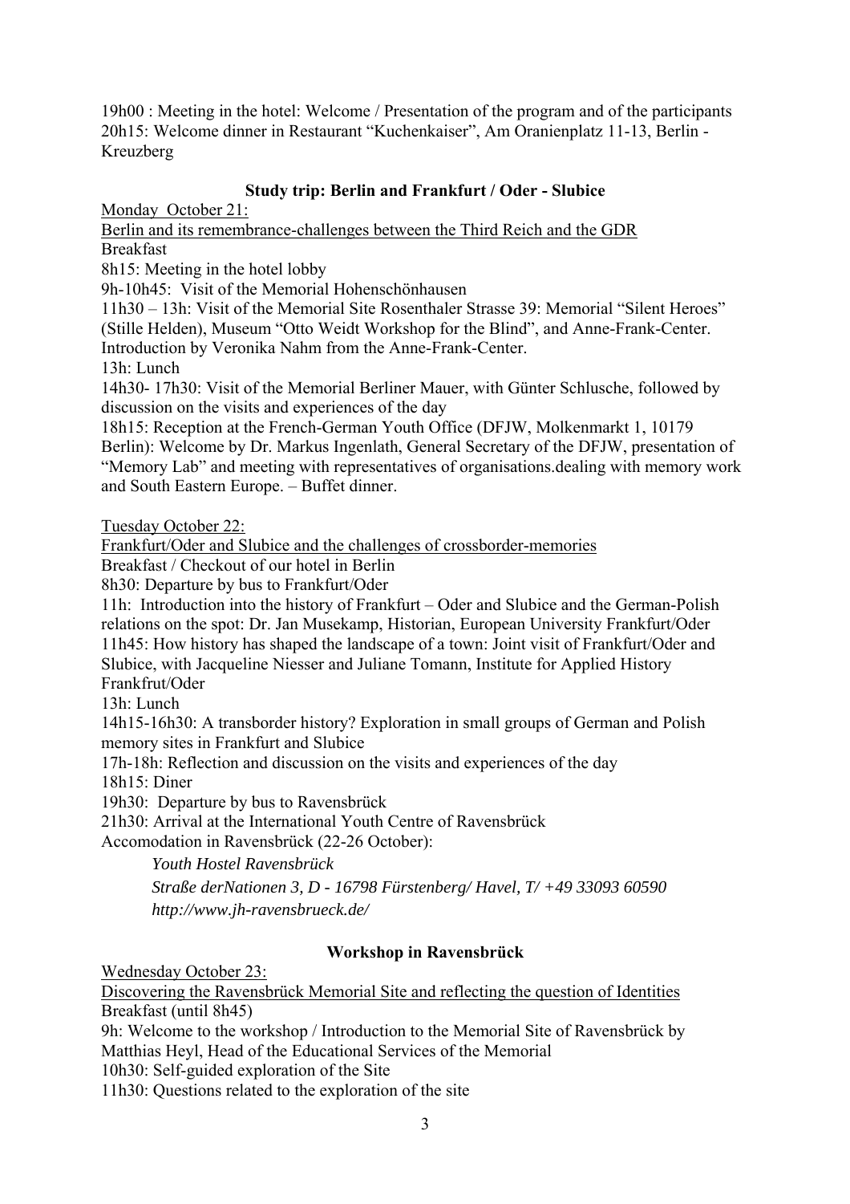19h00 : Meeting in the hotel: Welcome / Presentation of the program and of the participants
20h15: Welcome dinner in Restaurant "Kuchenkaiser", Am Oranienplatz 11-13, Berlin - Kreuzberg

### Study trip: Berlin and Frankfurt / Oder - Slubice

Monday October 21:

Berlin and its remembrance-challenges between the Third Reich and the GDR

Breakfast
8h15: Meeting in the hotel lobby
9h-10h45: Visit of the Memorial Hohenschönhausen
11h30 – 13h: Visit of the Memorial Site Rosenthaler Strasse 39: Memorial "Silent Heroes" (Stille Helden), Museum "Otto Weidt Workshop for the Blind", and Anne-Frank-Center. Introduction by Veronika Nahm from the Anne-Frank-Center.
13h: Lunch
14h30- 17h30: Visit of the Memorial Berliner Mauer, with Günter Schlusche, followed by discussion on the visits and experiences of the day
18h15: Reception at the French-German Youth Office (DFJW, Molkenmarkt 1, 10179 Berlin): Welcome by Dr. Markus Ingenlath, General Secretary of the DFJW, presentation of "Memory Lab" and meeting with representatives of organisations.dealing with memory work and South Eastern Europe. – Buffet dinner.

Tuesday October 22:

Frankfurt/Oder and Slubice and the challenges of crossborder-memories

Breakfast / Checkout of our hotel in Berlin
8h30: Departure by bus to Frankfurt/Oder
11h: Introduction into the history of Frankfurt – Oder and Slubice and the German-Polish relations on the spot: Dr. Jan Musekamp, Historian, European University Frankfurt/Oder
11h45: How history has shaped the landscape of a town: Joint visit of Frankfurt/Oder and Slubice, with Jacqueline Niesser and Juliane Tomann, Institute for Applied History Frankfrut/Oder
13h: Lunch
14h15-16h30: A transborder history? Exploration in small groups of German and Polish memory sites in Frankfurt and Slubice
17h-18h: Reflection and discussion on the visits and experiences of the day
18h15: Diner
19h30: Departure by bus to Ravensbrück
21h30: Arrival at the International Youth Centre of Ravensbrück
Accomodation in Ravensbrück (22-26 October):

*Youth Hostel Ravensbrück*
*Straße derNationen 3, D - 16798 Fürstenberg/ Havel, T/ +49 33093 60590*
*http://www.jh-ravensbrueck.de/*

### Workshop in Ravensbrück

Wednesday October 23:

Discovering the Ravensbrück Memorial Site and reflecting the question of Identities

Breakfast (until 8h45)
9h: Welcome to the workshop / Introduction to the Memorial Site of Ravensbrück by Matthias Heyl, Head of the Educational Services of the Memorial
10h30: Self-guided exploration of the Site
11h30: Questions related to the exploration of the site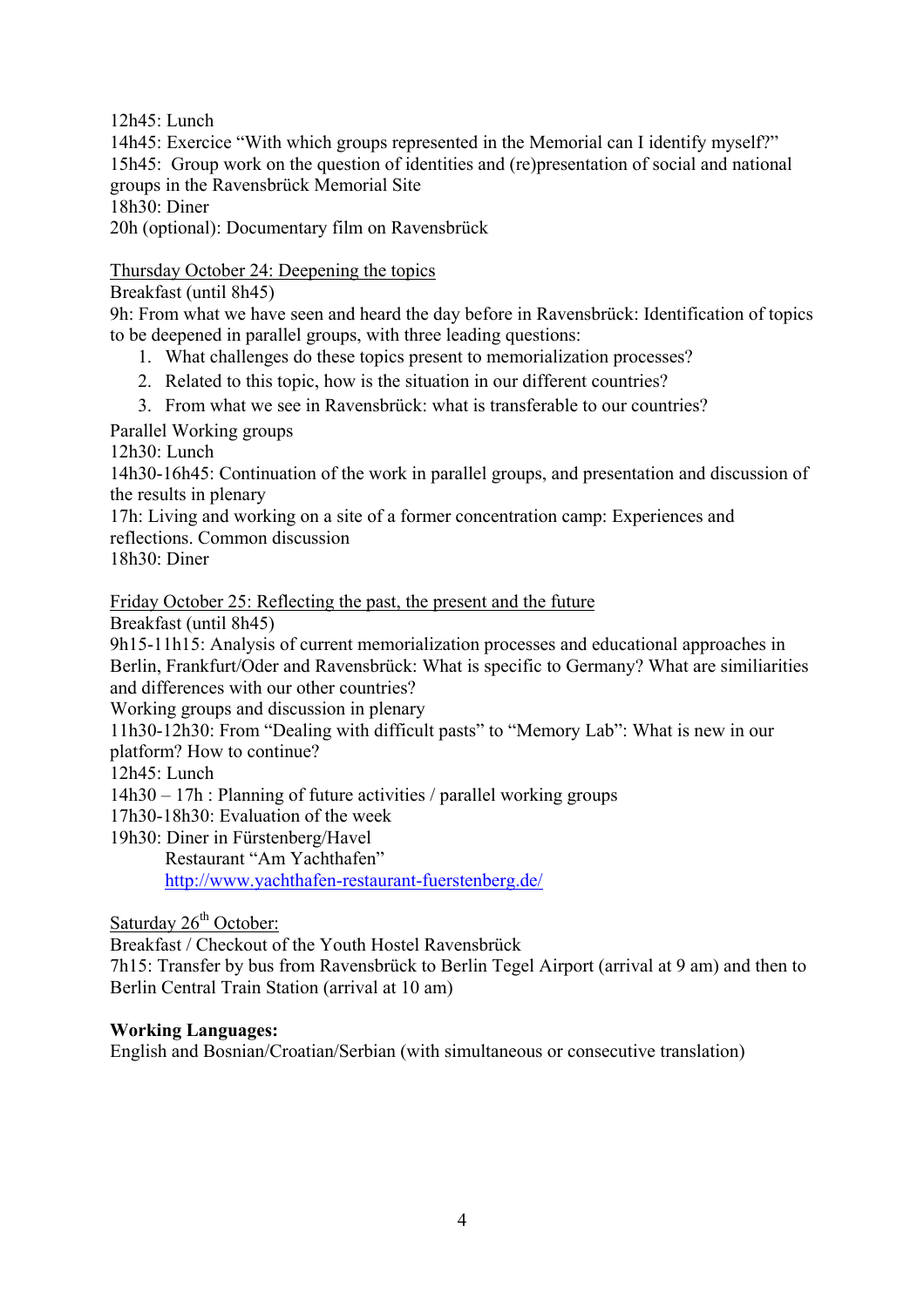12h45: Lunch
14h45: Exercice "With which groups represented in the Memorial can I identify myself?"
15h45: Group work on the question of identities and (re)presentation of social and national groups in the Ravensbrück Memorial Site
18h30: Diner
20h (optional): Documentary film on Ravensbrück

<u>Thursday October 24: Deepening the topics</u>
Breakfast (until 8h45)
9h: From what we have seen and heard the day before in Ravensbrück: Identification of topics to be deepened in parallel groups, with three leading questions:

1. What challenges do these topics present to memorialization processes?
2. Related to this topic, how is the situation in our different countries?
3. From what we see in Ravensbrück: what is transferable to our countries?

Parallel Working groups
12h30: Lunch
14h30-16h45: Continuation of the work in parallel groups, and presentation and discussion of the results in plenary
17h: Living and working on a site of a former concentration camp: Experiences and reflections. Common discussion
18h30: Diner

<u>Friday October 25: Reflecting the past, the present and the future</u>
Breakfast (until 8h45)
9h15-11h15: Analysis of current memorialization processes and educational approaches in Berlin, Frankfurt/Oder and Ravensbrück: What is specific to Germany? What are similiarities and differences with our other countries?
Working groups and discussion in plenary
11h30-12h30: From "Dealing with difficult pasts" to "Memory Lab": What is new in our platform? How to continue?
12h45: Lunch
14h30 – 17h : Planning of future activities / parallel working groups
17h30-18h30: Evaluation of the week
19h30: Diner in Fürstenberg/Havel
Restaurant "Am Yachthafen"
http://www.yachthafen-restaurant-fuerstenberg.de/

<u>Saturday 26th October:</u>
Breakfast / Checkout of the Youth Hostel Ravensbrück
7h15: Transfer by bus from Ravensbrück to Berlin Tegel Airport (arrival at 9 am) and then to Berlin Central Train Station (arrival at 10 am)

**Working Languages:**
English and Bosnian/Croatian/Serbian (with simultaneous or consecutive translation)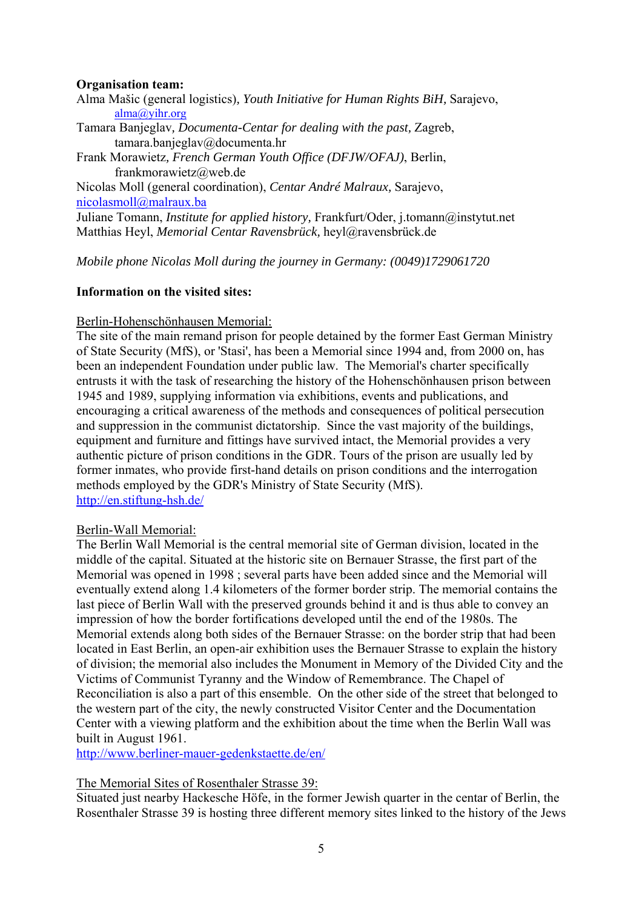**Organisation team:**

Alma Mašic (general logistics), *Youth Initiative for Human Rights BiH,* Sarajevo, alma@yihr.org

Tamara Banjeglav, *Documenta-Centar for dealing with the past,* Zagreb, tamara.banjeglav@documenta.hr

Frank Morawietz, *French German Youth Office (DFJW/OFAJ)*, Berlin, frankmorawietz@web.de

Nicolas Moll (general coordination), *Centar André Malraux,* Sarajevo, nicolasmoll@malraux.ba

Juliane Tomann, *Institute for applied history,* Frankfurt/Oder, j.tomann@instytut.net

Matthias Heyl, *Memorial Centar Ravensbrück,* heyl@ravensbrück.de

*Mobile phone Nicolas Moll during the journey in Germany: (0049)1729061720*

**Information on the visited sites:**

Berlin-Hohenschönhausen Memorial:

The site of the main remand prison for people detained by the former East German Ministry of State Security (MfS), or 'Stasi', has been a Memorial since 1994 and, from 2000 on, has been an independent Foundation under public law. The Memorial's charter specifically entrusts it with the task of researching the history of the Hohenschönhausen prison between 1945 and 1989, supplying information via exhibitions, events and publications, and encouraging a critical awareness of the methods and consequences of political persecution and suppression in the communist dictatorship. Since the vast majority of the buildings, equipment and furniture and fittings have survived intact, the Memorial provides a very authentic picture of prison conditions in the GDR. Tours of the prison are usually led by former inmates, who provide first-hand details on prison conditions and the interrogation methods employed by the GDR's Ministry of State Security (MfS).
http://en.stiftung-hsh.de/

Berlin-Wall Memorial:

The Berlin Wall Memorial is the central memorial site of German division, located in the middle of the capital. Situated at the historic site on Bernauer Strasse, the first part of the Memorial was opened in 1998 ; several parts have been added since and the Memorial will eventually extend along 1.4 kilometers of the former border strip. The memorial contains the last piece of Berlin Wall with the preserved grounds behind it and is thus able to convey an impression of how the border fortifications developed until the end of the 1980s. The Memorial extends along both sides of the Bernauer Strasse: on the border strip that had been located in East Berlin, an open-air exhibition uses the Bernauer Strasse to explain the history of division; the memorial also includes the Monument in Memory of the Divided City and the Victims of Communist Tyranny and the Window of Remembrance. The Chapel of Reconciliation is also a part of this ensemble. On the other side of the street that belonged to the western part of the city, the newly constructed Visitor Center and the Documentation Center with a viewing platform and the exhibition about the time when the Berlin Wall was built in August 1961.
http://www.berliner-mauer-gedenkstaette.de/en/

The Memorial Sites of Rosenthaler Strasse 39:

Situated just nearby Hackesche Höfe, in the former Jewish quarter in the centar of Berlin, the Rosenthaler Strasse 39 is hosting three different memory sites linked to the history of the Jews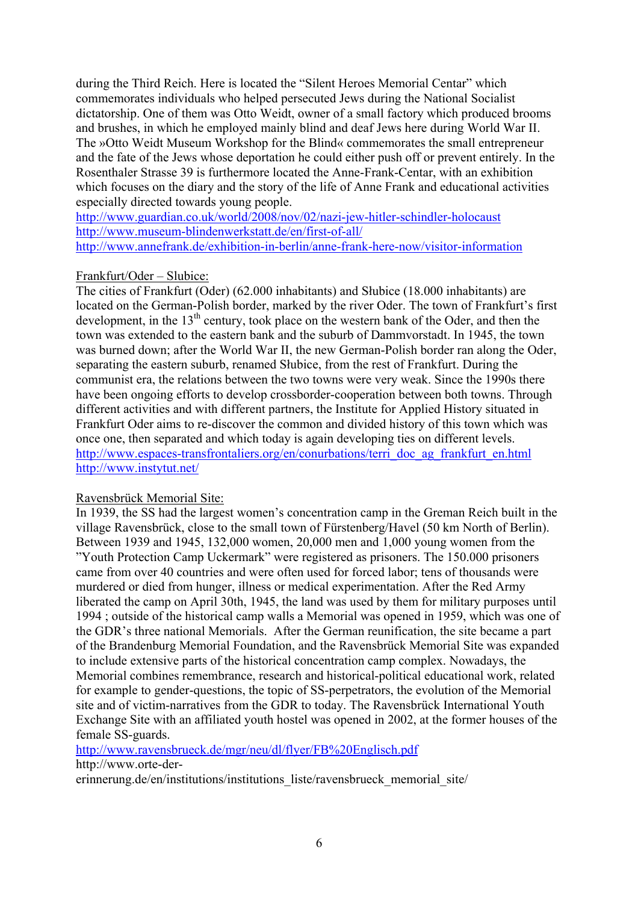during the Third Reich. Here is located the "Silent Heroes Memorial Centar" which commemorates individuals who helped persecuted Jews during the National Socialist dictatorship. One of them was Otto Weidt, owner of a small factory which produced brooms and brushes, in which he employed mainly blind and deaf Jews here during World War II. The »Otto Weidt Museum Workshop for the Blind« commemorates the small entrepreneur and the fate of the Jews whose deportation he could either push off or prevent entirely. In the Rosenthaler Strasse 39 is furthermore located the Anne-Frank-Centar, with an exhibition which focuses on the diary and the story of the life of Anne Frank and educational activities especially directed towards young people.
http://www.guardian.co.uk/world/2008/nov/02/nazi-jew-hitler-schindler-holocaust
http://www.museum-blindenwerkstatt.de/en/first-of-all/
http://www.annefrank.de/exhibition-in-berlin/anne-frank-here-now/visitor-information

Frankfurt/Oder – Slubice:

The cities of Frankfurt (Oder) (62.000 inhabitants) and Słubice (18.000 inhabitants) are located on the German-Polish border, marked by the river Oder. The town of Frankfurt's first development, in the 13th century, took place on the western bank of the Oder, and then the town was extended to the eastern bank and the suburb of Dammvorstadt. In 1945, the town was burned down; after the World War II, the new German-Polish border ran along the Oder, separating the eastern suburb, renamed Słubice, from the rest of Frankfurt. During the communist era, the relations between the two towns were very weak. Since the 1990s there have been ongoing efforts to develop crossborder-cooperation between both towns. Through different activities and with different partners, the Institute for Applied History situated in Frankfurt Oder aims to re-discover the common and divided history of this town which was once one, then separated and which today is again developing ties on different levels.
http://www.espaces-transfrontaliers.org/en/conurbations/terri_doc_ag_frankfurt_en.html
http://www.instytut.net/

Ravensbrück Memorial Site:

In 1939, the SS had the largest women's concentration camp in the Greman Reich built in the village Ravensbrück, close to the small town of Fürstenberg/Havel (50 km North of Berlin). Between 1939 and 1945, 132,000 women, 20,000 men and 1,000 young women from the "Youth Protection Camp Uckermark" were registered as prisoners. The 150.000 prisoners came from over 40 countries and were often used for forced labor; tens of thousands were murdered or died from hunger, illness or medical experimentation. After the Red Army liberated the camp on April 30th, 1945, the land was used by them for military purposes until 1994 ; outside of the historical camp walls a Memorial was opened in 1959, which was one of the GDR's three national Memorials. After the German reunification, the site became a part of the Brandenburg Memorial Foundation, and the Ravensbrück Memorial Site was expanded to include extensive parts of the historical concentration camp complex. Nowadays, the Memorial combines remembrance, research and historical-political educational work, related for example to gender-questions, the topic of SS-perpetrators, the evolution of the Memorial site and of victim-narratives from the GDR to today. The Ravensbrück International Youth Exchange Site with an affiliated youth hostel was opened in 2002, at the former houses of the female SS-guards.
http://www.ravensbrueck.de/mgr/neu/dl/flyer/FB%20Englisch.pdf
http://www.orte-der-erinnerung.de/en/institutions/institutions_liste/ravensbrueck_memorial_site/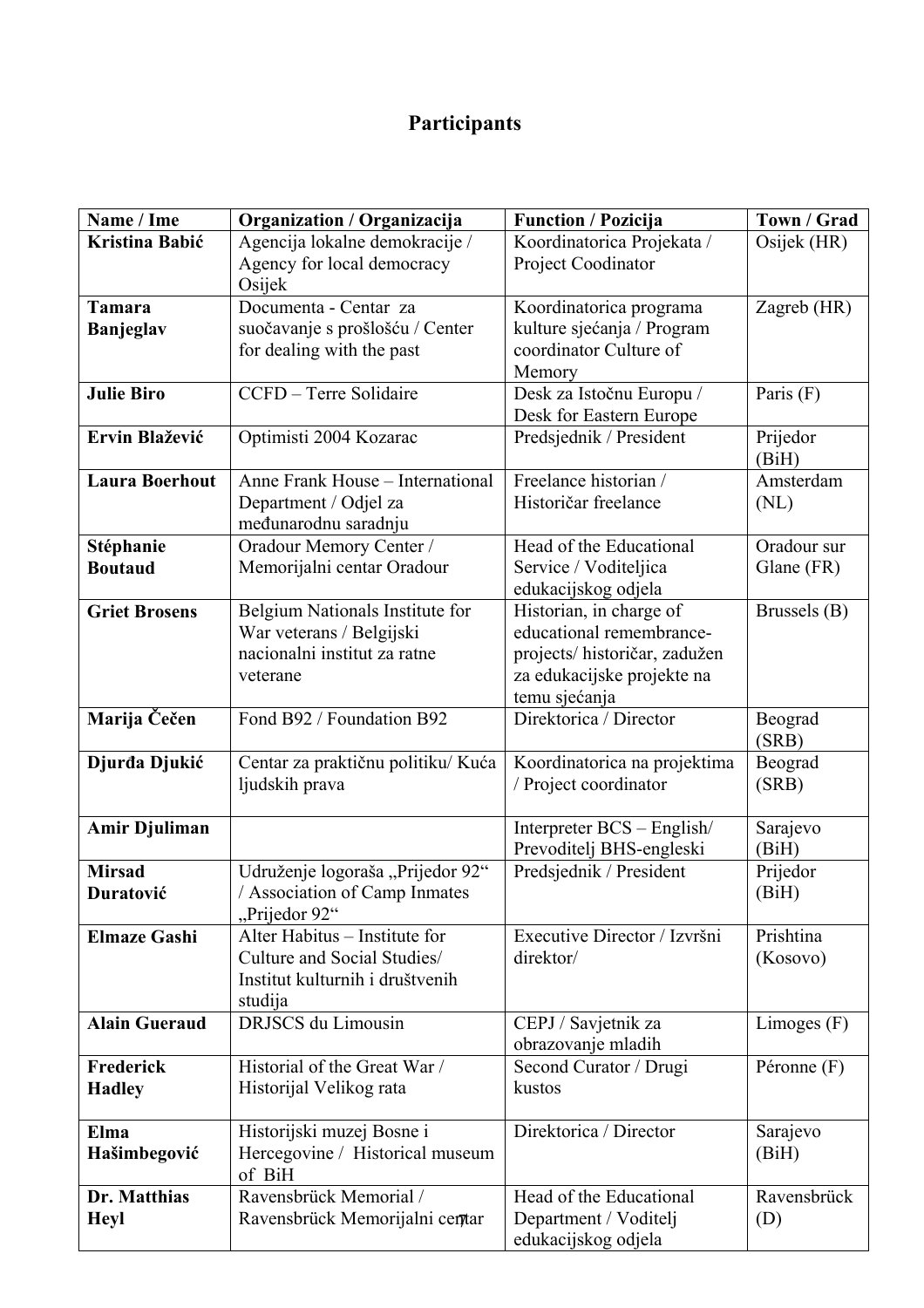# Participants

| Name / Ime | Organization / Organizacija | Function / Pozicija | Town / Grad |
|---|---|---|---|
| **Kristina Babić** | Agencija lokalne demokracije / Agency for local democracy Osijek | Koordinatorica Projekata / Project Coodinator | Osijek (HR) |
| **Tamara Banjeglav** | Documenta - Centar za suočavanje s prošlošću / Center for dealing with the past | Koordinatorica programa kulture sjećanja / Program coordinator Culture of Memory | Zagreb (HR) |
| **Julie Biro** | CCFD – Terre Solidaire | Desk za Istočnu Europu / Desk for Eastern Europe | Paris (F) |
| **Ervin Blažević** | Optimisti 2004 Kozarac | Predsjednik / President | Prijedor (BiH) |
| **Laura Boerhout** | Anne Frank House – International Department / Odjel za međunarodnu saradnju | Freelance historian / Historičar freelance | Amsterdam (NL) |
| **Stéphanie Boutaud** | Oradour Memory Center / Memorijalni centar Oradour | Head of the Educational Service / Voditeljica edukacijskog odjela | Oradour sur Glane (FR) |
| **Griet Brosens** | Belgium Nationals Institute for War veterans / Belgijski nacionalni institut za ratne veterane | Historian, in charge of educational remembrance-projects/ historičar, zadužen za edukacijske projekte na temu sjećanja | Brussels (B) |
| **Marija Čečen** | Fond B92 / Foundation B92 | Direktorica / Director | Beograd (SRB) |
| **Djurđa Djukić** | Centar za praktičnu politiku/ Kuća ljudskih prava | Koordinatorica na projektima / Project coordinator | Beograd (SRB) |
| **Amir Djuliman** | | Interpreter BCS – English/ Prevoditelj BHS-engleski | Sarajevo (BiH) |
| **Mirsad Duratović** | Udruženje logoraša „Prijedor 92“ / Association of Camp Inmates „Prijedor 92“ | Predsjednik / President | Prijedor (BiH) |
| **Elmaze Gashi** | Alter Habitus – Institute for Culture and Social Studies/ Institut kulturnih i društvenih studija | Executive Director / Izvršni direktor/ | Prishtina (Kosovo) |
| **Alain Gueraud** | DRJSCS du Limousin | CEPJ / Savjetnik za obrazovanje mladih | Limoges (F) |
| **Frederick Hadley** | Historial of the Great War / Historijal Velikog rata | Second Curator / Drugi kustos | Péronne (F) |
| **Elma Hašimbegović** | Historijski muzej Bosne i Hercegovine / Historical museum of BiH | Direktorica / Director | Sarajevo (BiH) |
| **Dr. Matthias Heyl** | Ravensbrück Memorial / Ravensbrück Memorijalni centar | Head of the Educational Department / Voditelj edukacijskog odjela | Ravensbrück (D) |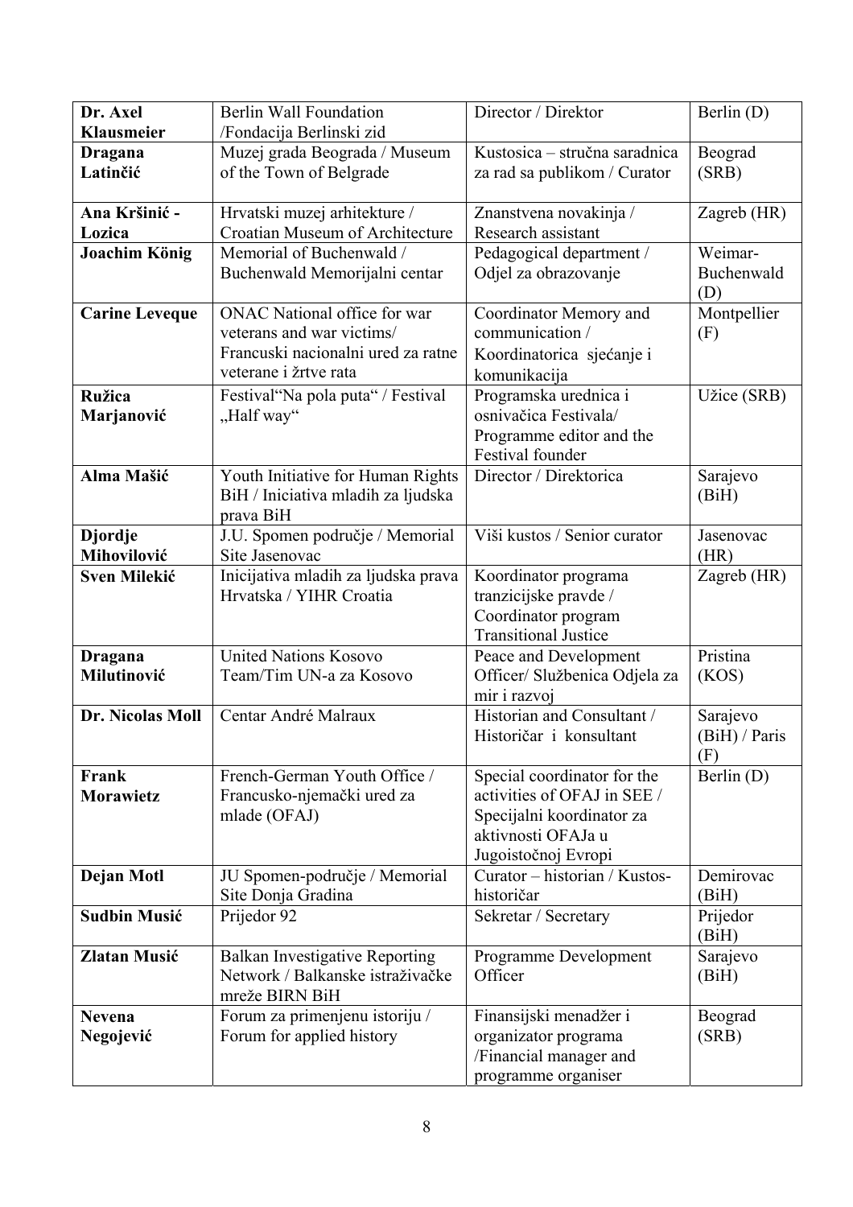| **Dr. Axel Klausmeier** | Berlin Wall Foundation /Fondacija Berlinski zid | Director / Direktor | Berlin (D) |
|---|---|---|---|
| **Dragana Latinčić** | Muzej grada Beograda / Museum of the Town of Belgrade | Kustosica – stručna saradnica za rad sa publikom / Curator | Beograd (SRB) |
| **Ana Kršinić - Lozica** | Hrvatski muzej arhitekture / Croatian Museum of Architecture | Znanstvena novakinja / Research assistant | Zagreb (HR) |
| **Joachim König** | Memorial of Buchenwald / Buchenwald Memorijalni centar | Pedagogical department / Odjel za obrazovanje | Weimar-Buchenwald (D) |
| **Carine Leveque** | ONAC National office for war veterans and war victims/ Francuski nacionalni ured za ratne veterane i žrtve rata | Coordinator Memory and communication / Koordinatorica sjećanje i komunikacija | Montpellier (F) |
| **Ružica Marjanović** | Festival"Na pola puta" / Festival „Half way" | Programska urednica i osnivačica Festivala/ Programme editor and the Festival founder | Užice (SRB) |
| **Alma Mašić** | Youth Initiative for Human Rights BiH / Iniciativa mladih za ljudska prava BiH | Director / Direktorica | Sarajevo (BiH) |
| **Djordje Mihovilović** | J.U. Spomen područje / Memorial Site Jasenovac | Viši kustos / Senior curator | Jasenovac (HR) |
| **Sven Milekić** | Inicijativa mladih za ljudska prava Hrvatska / YIHR Croatia | Koordinator programa tranzicijske pravde / Coordinator program Transitional Justice | Zagreb (HR) |
| **Dragana Milutinović** | United Nations Kosovo Team/Tim UN-a za Kosovo | Peace and Development Officer/ Službenica Odjela za mir i razvoj | Pristina (KOS) |
| **Dr. Nicolas Moll** | Centar André Malraux | Historian and Consultant / Historičar i konsultant | Sarajevo (BiH) / Paris (F) |
| **Frank Morawietz** | French-German Youth Office / Francusko-njemački ured za mlade (OFAJ) | Special coordinator for the activities of OFAJ in SEE / Specijalni koordinator za aktivnosti OFAJa u Jugoistočnoj Evropi | Berlin (D) |
| **Dejan Motl** | JU Spomen-područje / Memorial Site Donja Gradina | Curator – historian / Kustos-historičar | Demirovac (BiH) |
| **Sudbin Musić** | Prijedor 92 | Sekretar / Secretary | Prijedor (BiH) |
| **Zlatan Musić** | Balkan Investigative Reporting Network / Balkanske istraživačke mreže BIRN BiH | Programme Development Officer | Sarajevo (BiH) |
| **Nevena Negojević** | Forum za primenjenu istoriju / Forum for applied history | Finansijski menadžer i organizator programa /Financial manager and programme organiser | Beograd (SRB) |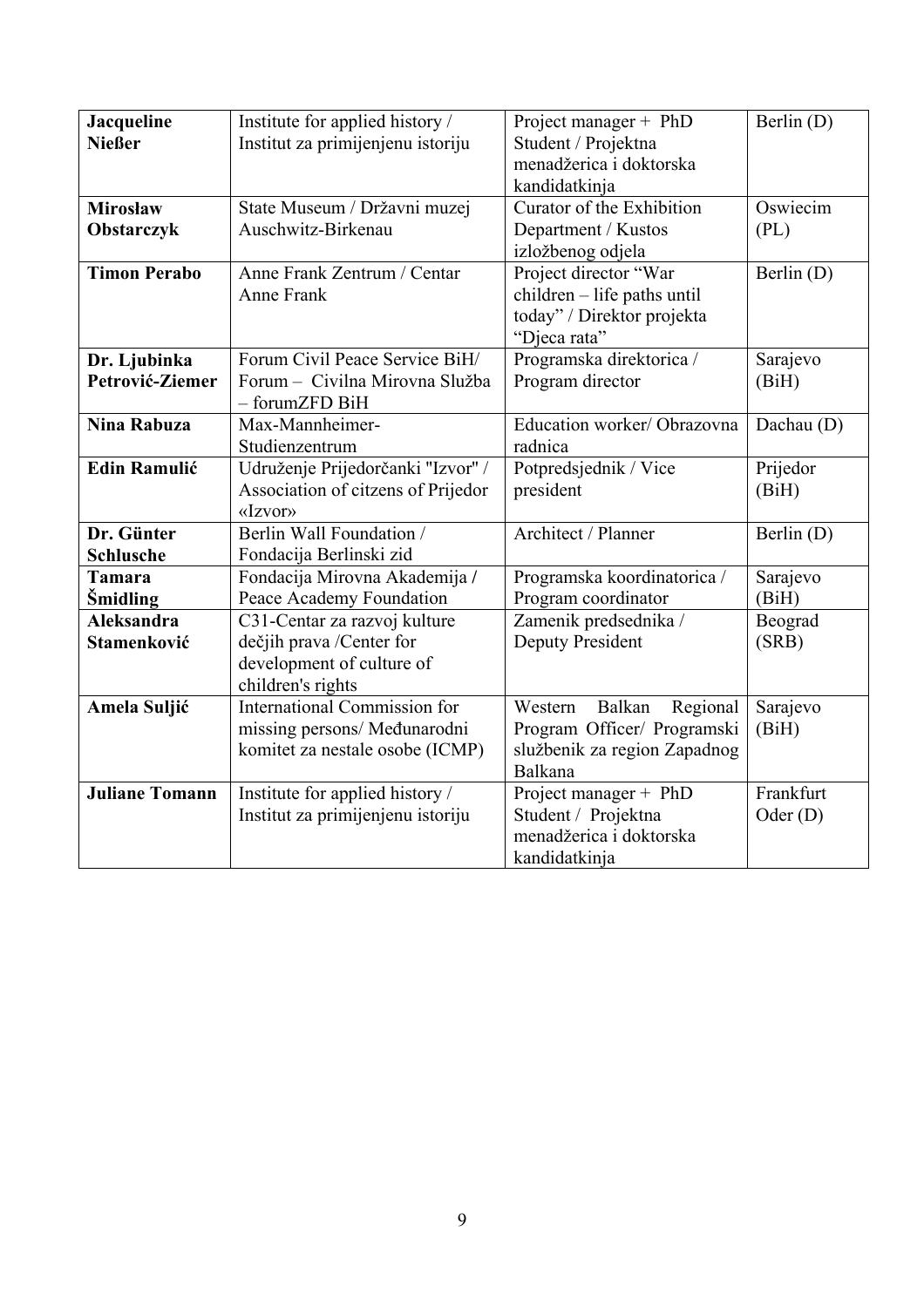| | | | |
|---|---|---|---|
| **Jacqueline Nießer** | Institute for applied history / Institut za primijenjenu istoriju | Project manager + PhD Student / Projektna menadžerica i doktorska kandidatkinja | Berlin (D) |
| **Mirosław Obstarczyk** | State Museum / Državni muzej Auschwitz-Birkenau | Curator of the Exhibition Department / Kustos izložbenog odjela | Oswiecim (PL) |
| **Timon Perabo** | Anne Frank Zentrum / Centar Anne Frank | Project director "War children – life paths until today" / Direktor projekta "Djeca rata" | Berlin (D) |
| **Dr. Ljubinka Petrović-Ziemer** | Forum Civil Peace Service BiH/ Forum – Civilna Mirovna Služba – forumZFD BiH | Programska direktorica / Program director | Sarajevo (BiH) |
| **Nina Rabuza** | Max-Mannheimer-Studienzentrum | Education worker/ Obrazovna radnica | Dachau (D) |
| **Edin Ramulić** | Udruženje Prijedorčanki "Izvor" / Association of citzens of Prijedor «Izvor» | Potpredsjednik / Vice president | Prijedor (BiH) |
| **Dr. Günter Schlusche** | Berlin Wall Foundation / Fondacija Berlinski zid | Architect / Planner | Berlin (D) |
| **Tamara Šmidling** | Fondacija Mirovna Akademija / Peace Academy Foundation | Programska koordinatorica / Program coordinator | Sarajevo (BiH) |
| **Aleksandra Stamenković** | C31-Centar za razvoj kulture dečjih prava /Center for development of culture of children's rights | Zamenik predsednika / Deputy President | Beograd (SRB) |
| **Amela Suljić** | International Commission for missing persons/ Međunarodni komitet za nestale osobe (ICMP) | Western Balkan Regional Program Officer/ Programski službenik za region Zapadnog Balkana | Sarajevo (BiH) |
| **Juliane Tomann** | Institute for applied history / Institut za primijenjenu istoriju | Project manager + PhD Student / Projektna menadžerica i doktorska kandidatkinja | Frankfurt Oder (D) |